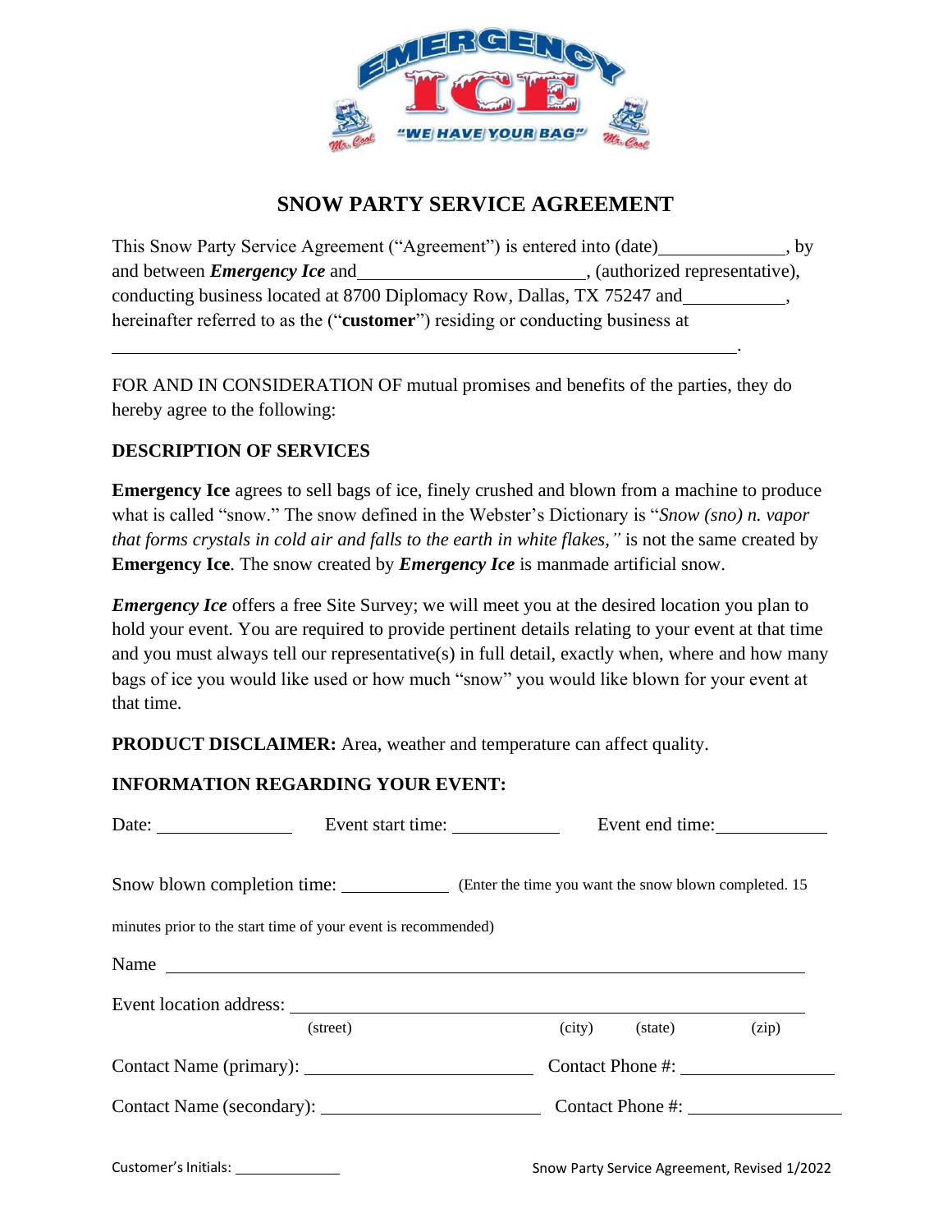# SNOW PARTY SERVICE AGREEMENT

This Snow Party Service Agreement ("Agreement") is entered into (date)_____________, by and between ***Emergency Ice*** and_______________________, (authorized representative), conducting business located at 8700 Diplomacy Row, Dallas, TX 75247 and___________, hereinafter referred to as the ("**customer**") residing or conducting business at _______________________________________________________________.

FOR AND IN CONSIDERATION OF mutual promises and benefits of the parties, they do hereby agree to the following:

**DESCRIPTION OF SERVICES**

**Emergency Ice** agrees to sell bags of ice, finely crushed and blown from a machine to produce what is called "snow." The snow defined in the Webster's Dictionary is "*Snow (sno) n. vapor that forms crystals in cold air and falls to the earth in white flakes,"* is not the same created by **Emergency Ice**. The snow created by ***Emergency Ice*** is manmade artificial snow.

***Emergency Ice*** offers a free Site Survey; we will meet you at the desired location you plan to hold your event. You are required to provide pertinent details relating to your event at that time and you must always tell our representative(s) in full detail, exactly when, where and how many bags of ice you would like used or how much "snow" you would like blown for your event at that time.

**PRODUCT DISCLAIMER:** Area, weather and temperature can affect quality.

**INFORMATION REGARDING YOUR EVENT:**

Date: ______________ Event start time: ___________ Event end time: ___________

Snow blown completion time: ___________ (Enter the time you want the snow blown completed. 15 minutes prior to the start time of your event is recommended)

Name ______________________________________________________________

Event location address: ______________________________________________________
(street) (city) (state) (zip)

Contact Name (primary): _______________________ Contact Phone #: _______________

Contact Name (secondary): _______________________ Contact Phone #: _______________

Customer's Initials: ____________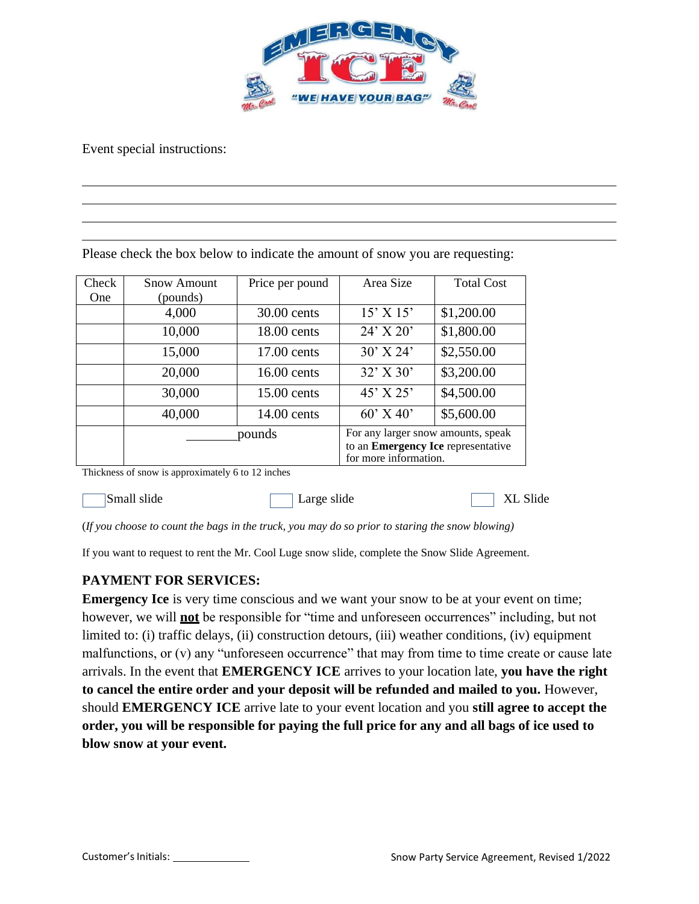Event special instructions:

\_\_\_\_\_\_\_\_\_\_\_\_\_\_\_\_\_\_\_\_\_\_\_\_\_\_\_\_\_\_\_\_\_\_\_\_\_\_\_\_\_\_\_\_\_\_\_\_\_\_\_\_\_\_\_\_\_\_\_\_\_\_\_\_\_\_\_\_\_\_\_\_\_\_\_\_

\_\_\_\_\_\_\_\_\_\_\_\_\_\_\_\_\_\_\_\_\_\_\_\_\_\_\_\_\_\_\_\_\_\_\_\_\_\_\_\_\_\_\_\_\_\_\_\_\_\_\_\_\_\_\_\_\_\_\_\_\_\_\_\_\_\_\_\_\_\_\_\_\_\_\_\_

\_\_\_\_\_\_\_\_\_\_\_\_\_\_\_\_\_\_\_\_\_\_\_\_\_\_\_\_\_\_\_\_\_\_\_\_\_\_\_\_\_\_\_\_\_\_\_\_\_\_\_\_\_\_\_\_\_\_\_\_\_\_\_\_\_\_\_\_\_\_\_\_\_\_\_\_

\_\_\_\_\_\_\_\_\_\_\_\_\_\_\_\_\_\_\_\_\_\_\_\_\_\_\_\_\_\_\_\_\_\_\_\_\_\_\_\_\_\_\_\_\_\_\_\_\_\_\_\_\_\_\_\_\_\_\_\_\_\_\_\_\_\_\_\_\_\_\_\_\_\_\_\_

Please check the box below to indicate the amount of snow you are requesting:

| Check One | Snow Amount (pounds) | Price per pound | Area Size | Total Cost |
|---|---|---|---|---|
| | 4,000 | 30.00 cents | 15' X 15' | $1,200.00 |
| | 10,000 | 18.00 cents | 24' X 20' | $1,800.00 |
| | 15,000 | 17.00 cents | 30' X 24' | $2,550.00 |
| | 20,000 | 16.00 cents | 32' X 30' | $3,200.00 |
| | 30,000 | 15.00 cents | 45' X 25' | $4,500.00 |
| | 40,000 | 14.00 cents | 60' X 40' | $5,600.00 |
| | \_\_\_\_\_\_\_\_pounds | | For any larger snow amounts, speak to an **Emergency Ice** representative for more information. | |

Thickness of snow is approximately 6 to 12 inches

☐ Small slide ☐ Large slide ☐ XL Slide

(*If you choose to count the bags in the truck, you may do so prior to staring the snow blowing)*

If you want to request to rent the Mr. Cool Luge snow slide, complete the Snow Slide Agreement.

## PAYMENT FOR SERVICES:

**Emergency Ice** is very time conscious and we want your snow to be at your event on time; however, we will ***not*** be responsible for "time and unforeseen occurrences" including, but not limited to: (i) traffic delays, (ii) construction detours, (iii) weather conditions, (iv) equipment malfunctions, or (v) any "unforeseen occurrence" that may from time to time create or cause late arrivals. In the event that **EMERGENCY ICE** arrives to your location late, **you have the right to cancel the entire order and your deposit will be refunded and mailed to you.** However, should **EMERGENCY ICE** arrive late to your event location and you **still agree to accept the order, you will be responsible for paying the full price for any and all bags of ice used to blow snow at your event.**

Customer's Initials: \_\_\_\_\_\_\_\_\_\_\_\_\_\_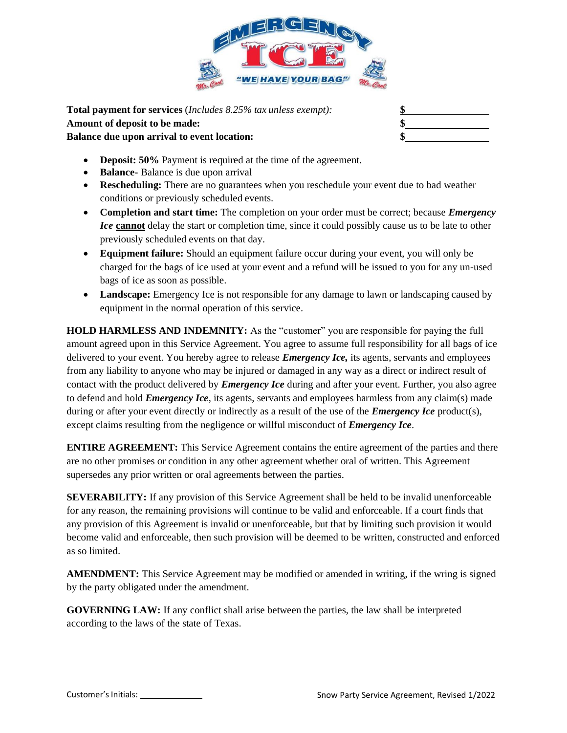**Total payment for services** (*Includes 8.25% tax unless exempt):* **$**\_\_\_\_\_\_\_\_\_\_\_\_\_\_\_\_

**Amount of deposit to be made:** **$**\_\_\_\_\_\_\_\_\_\_\_\_\_\_\_\_

**Balance due upon arrival to event location:** **$**\_\_\_\_\_\_\_\_\_\_\_\_\_\_\_\_

- **Deposit: 50%** Payment is required at the time of the agreement.
- **Balance-** Balance is due upon arrival
- **Rescheduling:** There are no guarantees when you reschedule your event due to bad weather conditions or previously scheduled events.
- **Completion and start time:** The completion on your order must be correct; because ***Emergency Ice*** **cannot** delay the start or completion time, since it could possibly cause us to be late to other previously scheduled events on that day.
- **Equipment failure:** Should an equipment failure occur during your event, you will only be charged for the bags of ice used at your event and a refund will be issued to you for any un-used bags of ice as soon as possible.
- **Landscape:** Emergency Ice is not responsible for any damage to lawn or landscaping caused by equipment in the normal operation of this service.

**HOLD HARMLESS AND INDEMNITY:** As the "customer" you are responsible for paying the full amount agreed upon in this Service Agreement. You agree to assume full responsibility for all bags of ice delivered to your event. You hereby agree to release ***Emergency Ice,*** its agents, servants and employees from any liability to anyone who may be injured or damaged in any way as a direct or indirect result of contact with the product delivered by ***Emergency Ice*** during and after your event. Further, you also agree to defend and hold ***Emergency Ice***, its agents, servants and employees harmless from any claim(s) made during or after your event directly or indirectly as a result of the use of the ***Emergency Ice*** product(s), except claims resulting from the negligence or willful misconduct of ***Emergency Ice***.

**ENTIRE AGREEMENT:** This Service Agreement contains the entire agreement of the parties and there are no other promises or condition in any other agreement whether oral of written. This Agreement supersedes any prior written or oral agreements between the parties.

**SEVERABILITY:** If any provision of this Service Agreement shall be held to be invalid unenforceable for any reason, the remaining provisions will continue to be valid and enforceable. If a court finds that any provision of this Agreement is invalid or unenforceable, but that by limiting such provision it would become valid and enforceable, then such provision will be deemed to be written, constructed and enforced as so limited.

**AMENDMENT:** This Service Agreement may be modified or amended in writing, if the wring is signed by the party obligated under the amendment.

**GOVERNING LAW:** If any conflict shall arise between the parties, the law shall be interpreted according to the laws of the state of Texas.

Customer's Initials: \_\_\_\_\_\_\_\_\_\_\_\_\_\_

Snow Party Service Agreement, Revised 1/2022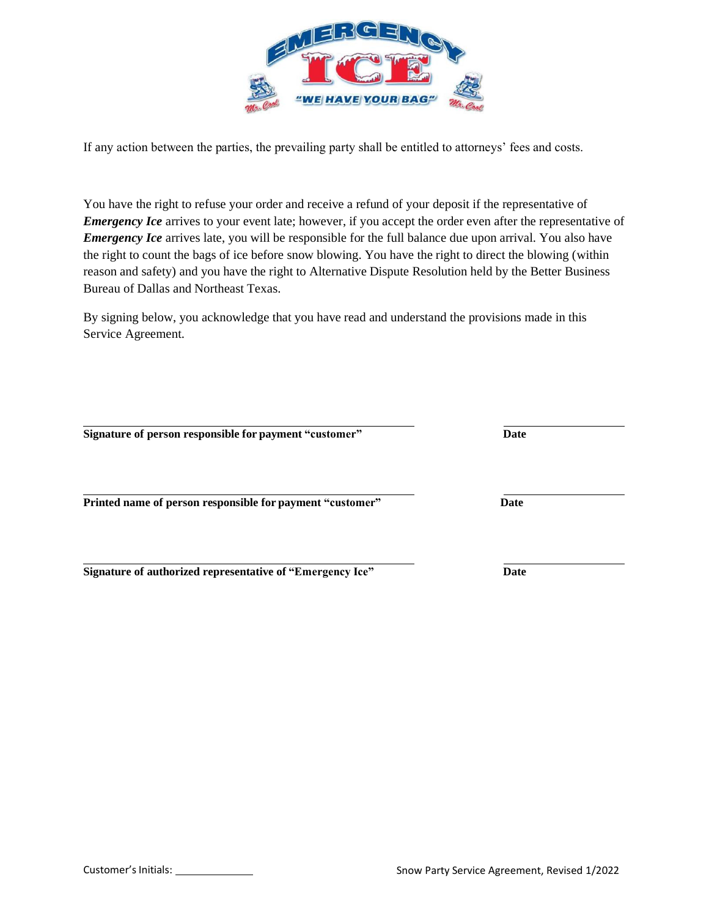If any action between the parties, the prevailing party shall be entitled to attorneys' fees and costs.

You have the right to refuse your order and receive a refund of your deposit if the representative of ***Emergency Ice*** arrives to your event late; however, if you accept the order even after the representative of ***Emergency Ice*** arrives late, you will be responsible for the full balance due upon arrival. You also have the right to count the bags of ice before snow blowing. You have the right to direct the blowing (within reason and safety) and you have the right to Alternative Dispute Resolution held by the Better Business Bureau of Dallas and Northeast Texas.

By signing below, you acknowledge that you have read and understand the provisions made in this Service Agreement.

______________________________________________ ____________________

**Signature of person responsible for payment "customer"** **Date**

______________________________________________ ____________________

**Printed name of person responsible for payment "customer"** **Date**

______________________________________________ ____________________

**Signature of authorized representative of "Emergency Ice"** **Date**

Customer's Initials: ____________

Snow Party Service Agreement, Revised 1/2022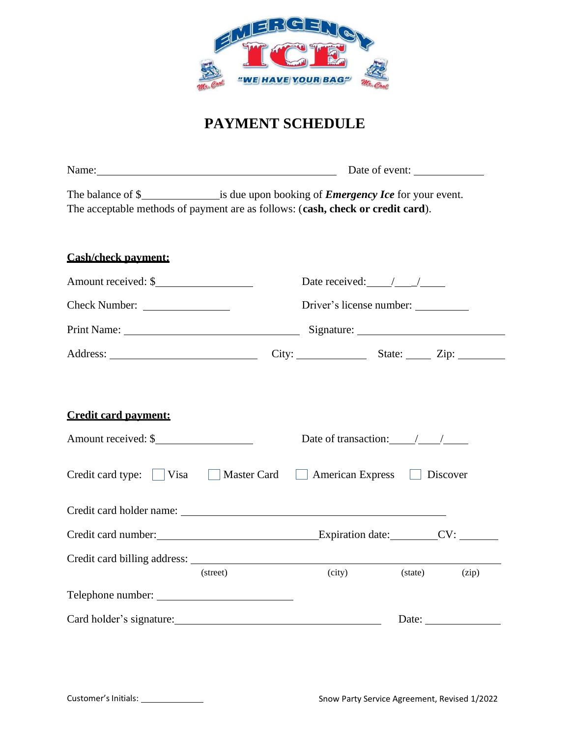# PAYMENT SCHEDULE

Name:_____________________________________________ Date of event: _____________

The balance of $______________is due upon booking of ***Emergency Ice*** for your event.
The acceptable methods of payment are as follows: (**cash, check or credit card**).

**Cash/check payment:**

Amount received: $_________________ Date received:____/___/____

Check Number: _______________ Driver's license number: __________

Print Name: _____________________________ Signature: _________________________

Address: _________________________ City: ____________ State: _____ Zip: ________

**Credit card payment:**

Amount received: $_________________ Date of transaction:____/____/____

Credit card type: ☐ Visa ☐ Master Card ☐ American Express ☐ Discover

Credit card holder name: _______________________________________________

Credit card number:_____________________________Expiration date:________CV: _______

Credit card billing address: ___________________________________________________
(street) (city) (state) (zip)

Telephone number: _________________________

Card holder's signature:____________________________________ Date: _____________

Customer's Initials: ____________

Snow Party Service Agreement, Revised 1/2022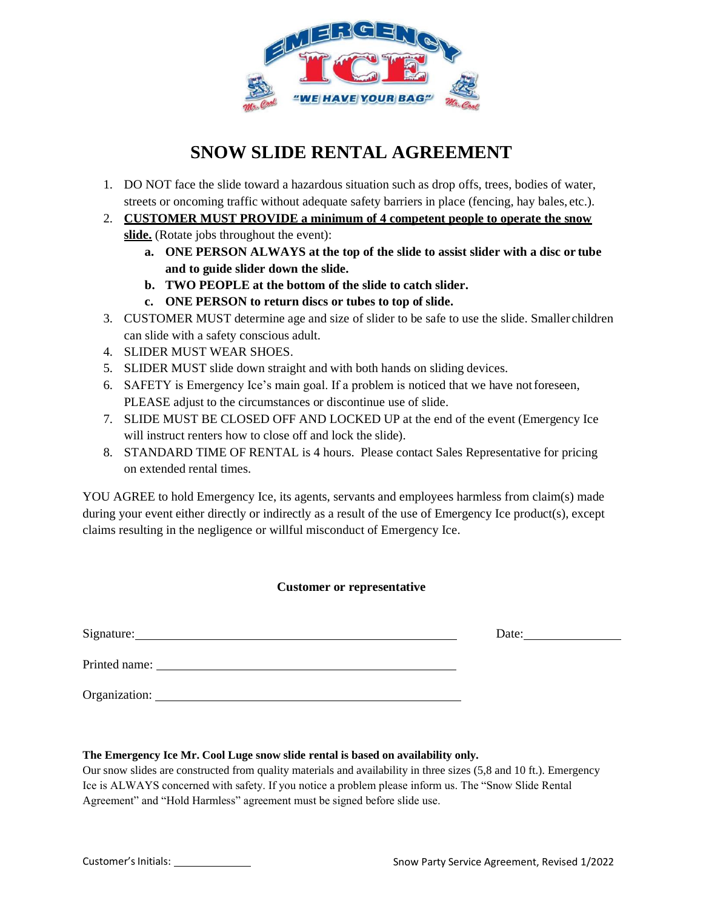EMERGENCY ICE

"WE HAVE YOUR BAG"

# SNOW SLIDE RENTAL AGREEMENT

1. DO NOT face the slide toward a hazardous situation such as drop offs, trees, bodies of water, streets or oncoming traffic without adequate safety barriers in place (fencing, hay bales, etc.).
2. **CUSTOMER MUST PROVIDE a minimum of 4 competent people to operate the snow slide.** (Rotate jobs throughout the event):
   a. **ONE PERSON ALWAYS at the top of the slide to assist slider with a disc or tube and to guide slider down the slide.**
   b. **TWO PEOPLE at the bottom of the slide to catch slider.**
   c. **ONE PERSON to return discs or tubes to top of slide.**
3. CUSTOMER MUST determine age and size of slider to be safe to use the slide. Smaller children can slide with a safety conscious adult.
4. SLIDER MUST WEAR SHOES.
5. SLIDER MUST slide down straight and with both hands on sliding devices.
6. SAFETY is Emergency Ice's main goal. If a problem is noticed that we have not foreseen, PLEASE adjust to the circumstances or discontinue use of slide.
7. SLIDE MUST BE CLOSED OFF AND LOCKED UP at the end of the event (Emergency Ice will instruct renters how to close off and lock the slide).
8. STANDARD TIME OF RENTAL is 4 hours. Please contact Sales Representative for pricing on extended rental times.

YOU AGREE to hold Emergency Ice, its agents, servants and employees harmless from claim(s) made during your event either directly or indirectly as a result of the use of Emergency Ice product(s), except claims resulting in the negligence or willful misconduct of Emergency Ice.

**Customer or representative**

Signature: ______________________________ Date: ______________

Printed name: ______________________________

Organization: ______________________________

**The Emergency Ice Mr. Cool Luge snow slide rental is based on availability only.**

Our snow slides are constructed from quality materials and availability in three sizes (5,8 and 10 ft.). Emergency Ice is ALWAYS concerned with safety. If you notice a problem please inform us. The "Snow Slide Rental Agreement" and "Hold Harmless" agreement must be signed before slide use.

Customer's Initials: ____________